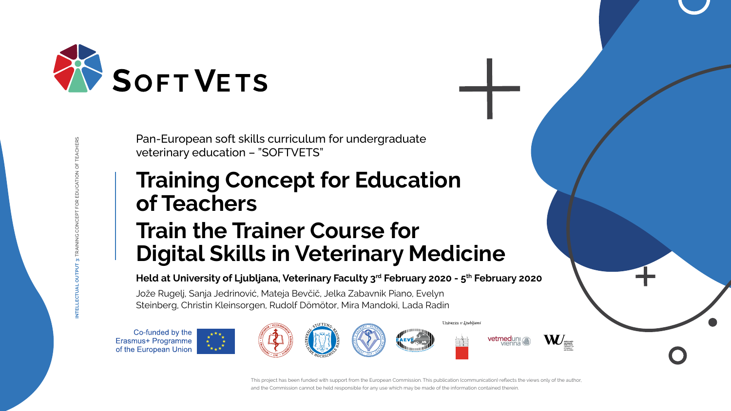# SOFT VETS

INTELLECTUAL OUTPUT 3: TRAINING CONCEPT FOR EDUCATION OF TEACHERS

Pan-European soft skills curriculum for undergraduate veterinary education – "SOFTVETS"

## Training Concept for Education of Teachers

## Train the Trainer Course for Digital Skills in Veterinary Medicine

**Held at University of Ljubljana, Veterinary Faculty 3rd February 2020 - 5th February 2020**

Jože Rugelj, Sanja Jedrinović, Mateja Bevčič, Jelka Zabavnik Piano, Evelyn Steinberg, Christin Kleinsorgen, Rudolf Dömötör, Mira Mandoki, Lada Radin

Co-funded by the Erasmus+ Programme of the European Union

Univerza v Ljubljani

vetmeduni vienna

This project has been funded with support from the European Commission. This publication (communication) reflects the views only of the author, and the Commission cannot be held responsible for any use which may be made of the information contained therein.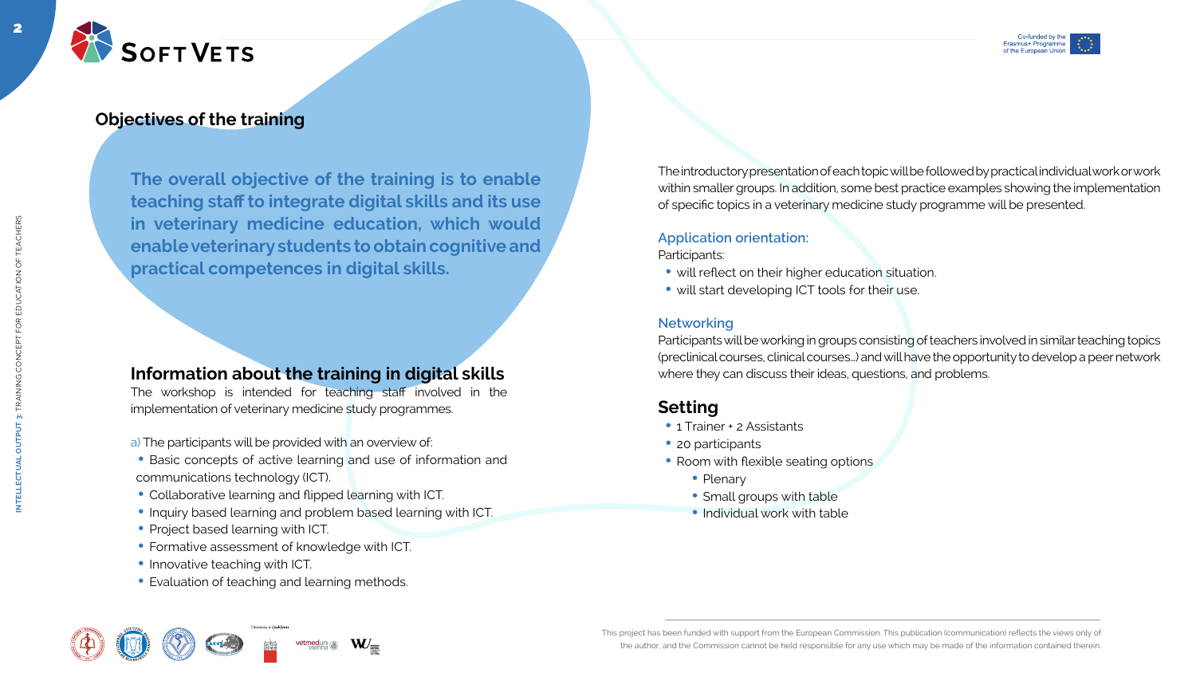## Objectives of the training

**The overall objective of the training is to enable teaching staff to integrate digital skills and its use in veterinary medicine education, which would enable veterinary students to obtain cognitive and practical competences in digital skills.**

## Information about the training in digital skills

The workshop is intended for teaching staff involved in the implementation of veterinary medicine study programmes.

a) The participants will be provided with an overview of:

- Basic concepts of active learning and use of information and communications technology (ICT).
- Collaborative learning and flipped learning with ICT.
- Inquiry based learning and problem based learning with ICT.
- Project based learning with ICT.
- Formative assessment of knowledge with ICT.
- Innovative teaching with ICT.
- Evaluation of teaching and learning methods.

The introductory presentation of each topic will be followed by practical individual work or work within smaller groups. In addition, some best practice examples showing the implementation of specific topics in a veterinary medicine study programme will be presented.

### Application orientation:

Participants:

- will reflect on their higher education situation.
- will start developing ICT tools for their use.

### Networking

Participants will be working in groups consisting of teachers involved in similar teaching topics (preclinical courses, clinical courses...) and will have the opportunity to develop a peer network where they can discuss their ideas, questions, and problems.

## Setting

- 1 Trainer + 2 Assistants
- 20 participants
- Room with flexible seating options
  - Plenary
  - Small groups with table
  - Individual work with table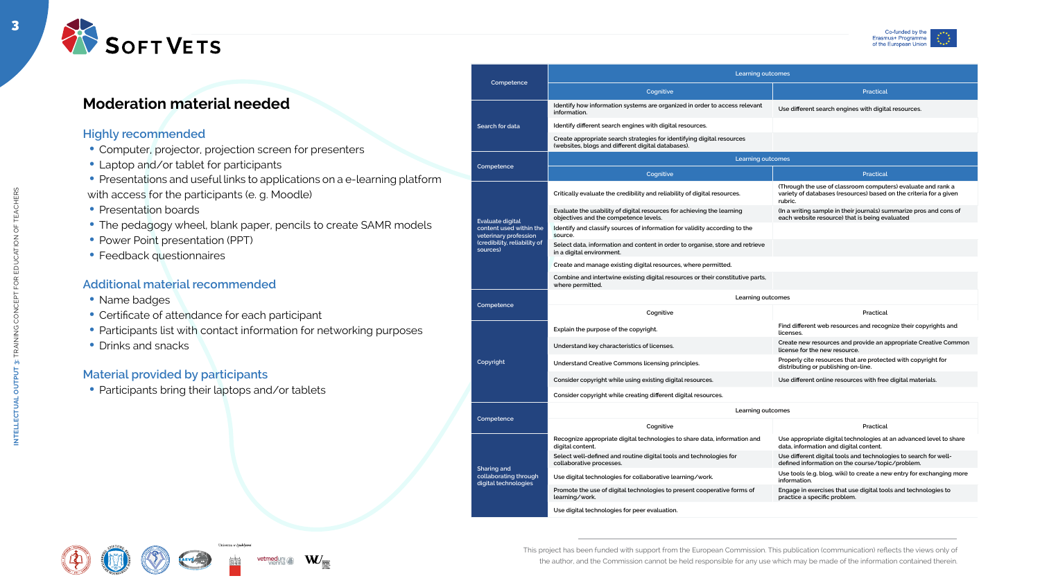## Moderation material needed

### Highly recommended

- Computer, projector, projection screen for presenters
- Laptop and/or tablet for participants
- Presentations and useful links to applications on a e-learning platform with access for the participants (e. g. Moodle)
- Presentation boards
- The pedagogy wheel, blank paper, pencils to create SAMR models
- Power Point presentation (PPT)
- Feedback questionnaires

### Additional material recommended

- Name badges
- Certificate of attendance for each participant
- Participants list with contact information for networking purposes
- Drinks and snacks

### Material provided by participants

- Participants bring their laptops and/or tablets

| Competence | Learning outcomes | |
|---|---|---|
| | Cognitive | Practical |
| Search for data | Identify how information systems are organized in order to access relevant information. | Use different search engines with digital resources. |
| | Identify different search engines with digital resources. | |
| | Create appropriate search strategies for identifying digital resources (websites, blogs and different digital databases). | |
| Competence | Learning outcomes | |
| | Cognitive | Practical |
| Evaluate digital content used within the veterinary profession (credibility, reliability of sources) | Critically evaluate the credibility and reliability of digital resources. | (Through the use of classroom computers) evaluate and rank a variety of databases (resources) based on the criteria for a given rubric. |
| | Evaluate the usability of digital resources for achieving the learning objectives and the competence levels. | (In a writing sample in their journals) summarize pros and cons of each website resource) that is being evaluated |
| | Identify and classify sources of information for validity according to the source. | |
| | Select data, information and content in order to organise, store and retrieve in a digital environment. | |
| | Create and manage existing digital resources, where permitted. | |
| | Combine and intertwine existing digital resources or their constitutive parts, where permitted. | |
| Competence | Learning outcomes | |
| | Cognitive | Practical |
| Copyright | Explain the purpose of the copyright. | Find different web resources and recognize their copyrights and licenses. |
| | Understand key characteristics of licenses. | Create new resources and provide an appropriate Creative Common license for the new resource. |
| | Understand Creative Commons licensing principles. | Properly cite resources that are protected with copyright for distributing or publishing on-line. |
| | Consider copyright while using existing digital resources. | Use different online resources with free digital materials. |
| | Consider copyright while creating different digital resources. | |
| Competence | Learning outcomes | |
| | Cognitive | Practical |
| Sharing and collaborating through digital technologies | Recognize appropriate digital technologies to share data, information and digital content. | Use appropriate digital technologies at an advanced level to share data, information and digital content. |
| | Select well-defined and routine digital tools and technologies for collaborative processes. | Use different digital tools and technologies to search for well-defined information on the course/topic/problem. |
| | Use digital technologies for collaborative learning/work. | Use tools (e.g. blog, wiki) to create a new entry for exchanging more information. |
| | Promote the use of digital technologies to present cooperative forms of learning/work. | Engage in exercises that use digital tools and technologies to practice a specific problem. |
| | Use digital technologies for peer evaluation. | |

This project has been funded with support from the European Commission. This publication (communication) reflects the views only of the author, and the Commission cannot be held responsible for any use which may be made of the information contained therein.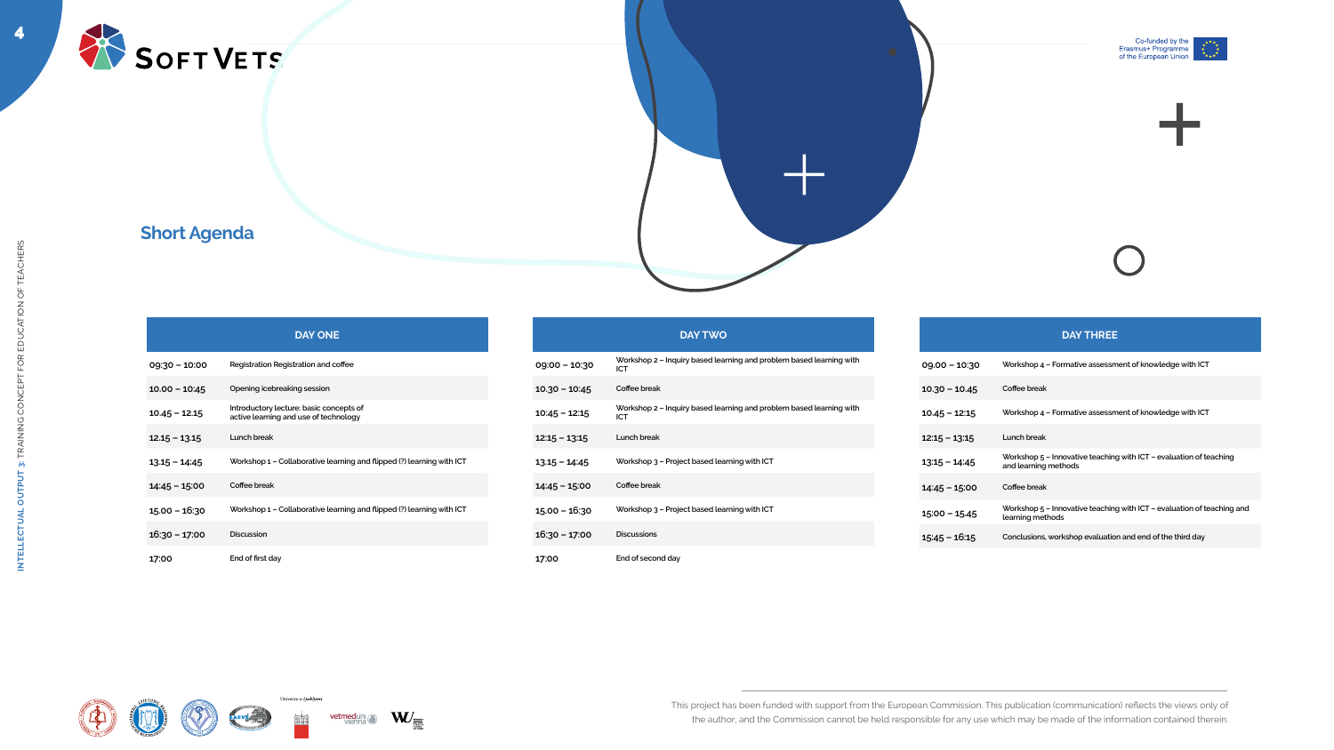## Short Agenda

| DAY ONE | |
|---|---|
| 09:30 – 10:00 | Registration Registration and coffee |
| 10.00 – 10:45 | Opening icebreaking session |
| 10.45 – 12.15 | Introductory lecture: basic concepts of active learning and use of technology |
| 12.15 – 13.15 | Lunch break |
| 13.15 – 14:45 | Workshop 1 – Collaborative learning and flipped (?) learning with ICT |
| 14:45 – 15:00 | Coffee break |
| 15.00 – 16:30 | Workshop 1 – Collaborative learning and flipped (?) learning with ICT |
| 16:30 – 17:00 | Discussion |
| 17:00 | End of first day |

| DAY TWO | |
|---|---|
| 09:00 – 10:30 | Workshop 2 – Inquiry based learning and problem based learning with ICT |
| 10.30 – 10:45 | Coffee break |
| 10:45 – 12:15 | Workshop 2 – Inquiry based learning and problem based learning with ICT |
| 12:15 – 13:15 | Lunch break |
| 13.15 – 14:45 | Workshop 3 – Project based learning with ICT |
| 14:45 – 15:00 | Coffee break |
| 15.00 – 16:30 | Workshop 3 – Project based learning with ICT |
| 16:30 – 17:00 | Discussions |
| 17:00 | End of second day |

| DAY THREE | |
|---|---|
| 09.00 – 10:30 | Workshop 4 – Formative assessment of knowledge with ICT |
| 10.30 – 10.45 | Coffee break |
| 10.45 – 12:15 | Workshop 4 – Formative assessment of knowledge with ICT |
| 12:15 – 13:15 | Lunch break |
| 13:15 – 14:45 | Workshop 5 – Innovative teaching with ICT – evaluation of teaching and learning methods |
| 14:45 – 15:00 | Coffee break |
| 15:00 – 15.45 | Workshop 5 – Innovative teaching with ICT – evaluation of teaching and learning methods |
| 15:45 – 16:15 | Conclusions, workshop evaluation and end of the third day |

This project has been funded with support from the European Commission. This publication (communication) reflects the views only of the author, and the Commission cannot be held responsible for any use which may be made of the information contained therein.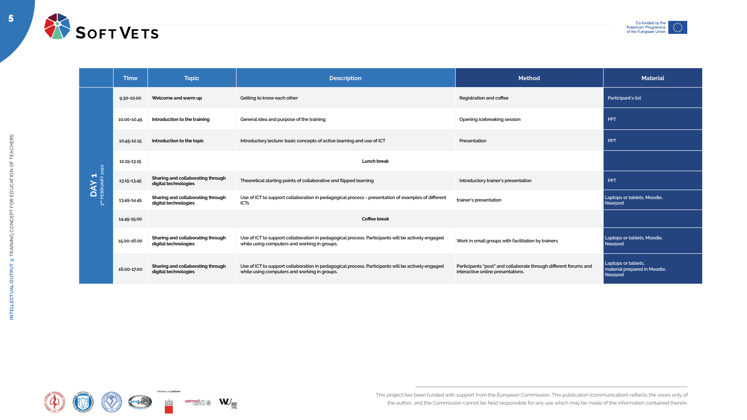| DAY 1 3[rd] FEBRUARY 2020 | TIme | Topic | Description | Method | Material |
|---|---|---|---|---|---|
| | 9.30-10.00 | Welcome and warm up | Getting to know each other | Registration and coffee | Participant's list |
| | 10.00-10.45 | Introduction to the training | General idea and purpose of the training | Opening icebreaking session | PPT |
| | 10.45-12.15 | Introduction to the topic | Introductory lecture: basic concepts of active learning and use of ICT | Presentation | PPT |
| | 12.15-13.15 | Lunch break | | | |
| | 13.15-13.45 | Sharing and collaborating through digital technologies | Theoretical starting points of collaborative and flipped learning | Introductory trainer's presentation | PPT |
| | 13.45-14.45 | Sharing and collaborating through digital technologies | Use of ICT to support collaboration in pedagogical process - presentation of examples of different ICTs | trainer's presentation | Laptops or tablets, Moodle, Nearpod |
| | 14.45-15.00 | Coffee break | | | |
| | 15.00-16.00 | Sharing and collaborating through digital technologies | Use of ICT to support collaboration in pedagogical process. Participants will be actively engaged while using computers and working in groups. | Work in small groups with facilitation by trainers | Laptops or tablets, Moodle, Nearpod |
| | 16.00-17.00 | Sharing and collaborating through digital technologies | Use of ICT to support collaboration in pedagogical process. Participants will be actively engaged while using computers and working in groups. | Participants "post" and collaborate through different forums and interactive online presentations. | Laptops or tablets, material prepared in Moodle, Nearpod |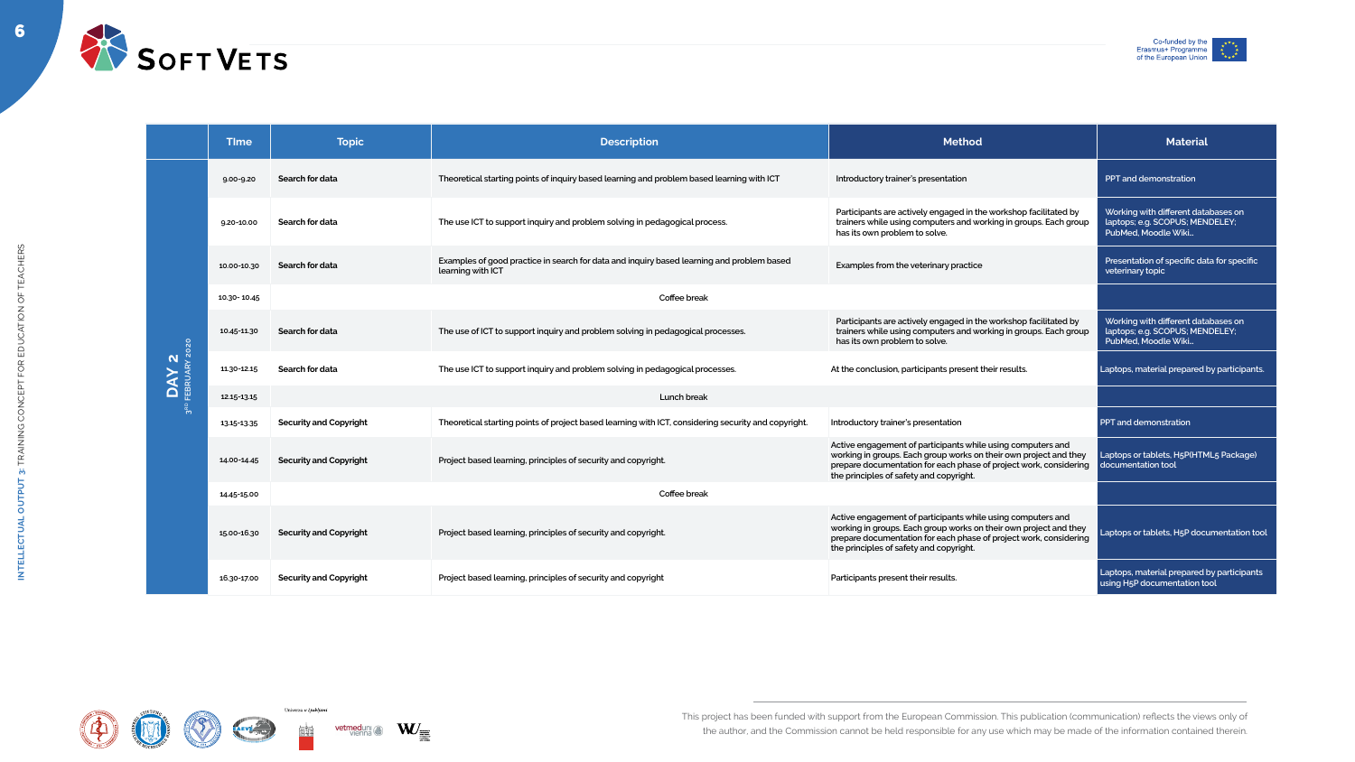| | Time | Topic | Description | Method | Material |
|---|---|---|---|---|---|
| **DAY 2** 3rd FEBRUARY 2020 | 9.00-9.20 | Search for data | Theoretical starting points of inquiry based learning and problem based learning with ICT | Introductory trainer's presentation | PPT and demonstration |
| | 9.20-10.00 | Search for data | The use ICT to support inquiry and problem solving in pedagogical process. | Participants are actively engaged in the workshop facilitated by trainers while using computers and working in groups. Each group has its own problem to solve. | Working with different databases on laptops; e.g. SCOPUS; MENDELEY; PubMed, Moodle Wiki… |
| | 10.00-10.30 | Search for data | Examples of good practice in search for data and inquiry based learning and problem based learning with ICT | Examples from the veterinary practice | Presentation of specific data for specific veterinary topic |
| | 10.30- 10.45 | | Coffee break | | |
| | 10.45-11.30 | Search for data | The use of ICT to support inquiry and problem solving in pedagogical processes. | Participants are actively engaged in the workshop facilitated by trainers while using computers and working in groups. Each group has its own problem to solve. | Working with different databases on laptops; e.g. SCOPUS; MENDELEY; PubMed, Moodle Wiki… |
| | 11.30-12.15 | Search for data | The use ICT to support inquiry and problem solving in pedagogical processes. | At the conclusion, participants present their results. | Laptops, material prepared by participants. |
| | 12.15-13.15 | | Lunch break | | |
| | 13.15-13.35 | Security and Copyright | Theoretical starting points of project based learning with ICT, considering security and copyright. | Introductory trainer's presentation | PPT and demonstration |
| | 14.00-14.45 | Security and Copyright | Project based learning, principles of security and copyright. | Active engagement of participants while using computers and working in groups. Each group works on their own project and they prepare documentation for each phase of project work, considering the principles of safety and copyright. | Laptops or tablets, H5P(HTML5 Package) documentation tool |
| | 14.45-15.00 | | Coffee break | | |
| | 15.00-16.30 | Security and Copyright | Project based learning, principles of security and copyright. | Active engagement of participants while using computers and working in groups. Each group works on their own project and they prepare documentation for each phase of project work, considering the principles of safety and copyright. | Laptops or tablets, H5P documentation tool |
| | 16.30-17.00 | Security and Copyright | Project based learning, principles of security and copyright | Participants present their results. | Laptops, material prepared by participants using H5P documentation tool |

This project has been funded with support from the European Commission. This publication (communication) reflects the views only of the author, and the Commission cannot be held responsible for any use which may be made of the information contained therein.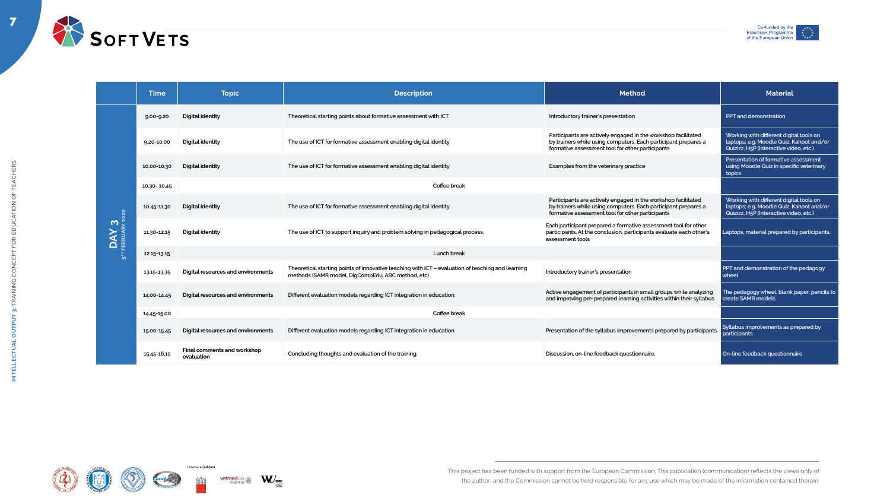| | TIme | Topic | Description | Method | Material |
|---|---|---|---|---|---|
| DAY 3<br>5TH FEBRUARY 2020 | 9.00-9.20 | Digital identity | Theoretical starting points about formative assessment with ICT. | Introductory trainer's presentation | PPT and demonstration |
| | 9.20-10.00 | Digital identity | The use of ICT for formative assessment enabling digital identity | Participants are actively engaged in the workshop facilitated by trainers while using computers. Each participant prepares a formative assessment tool for other participants | Working with different digital tools on laptops; e.g. Moodle Quiz, Kahoot and/or Quizizz, H5P (interactive video, etc.) |
| | 10.00-10.30 | Digital identity | The use of ICT for formative assessment enabling digital identity | Examples from the veterinary practice | Presentation of formative assessment using Moodle Quiz in specific veterinary topics |
| | 10.30- 10.45 | Coffee break | | | |
| | 10.45-11.30 | Digital identity | The use of ICT for formative assessment enabling digital identity | Participants are actively engaged in the workshop facilitated by trainers while using computers. Each participant prepares a formative assessment tool for other participants | Working with different digital tools on laptops; e.g. Moodle Quiz, Kahoot and/or Quizizz, H5P (interactive video, etc.) |
| | 11.30-12.15 | Digital identity | The use of ICT to support inquiry and problem solving in pedagogical process. | Each participant prepared a formative assessment tool for other participants. At the conclusion, participants evaluate each other's assessment tools | Laptops, material prepared by participants. |
| | 12.15-13.15 | Lunch break | | | |
| | 13.15-13.35 | Digital resources and environments | Theoretical starting points of innovative teaching with ICT – evaluation of teaching and learning methods (SAMR model, DigCompEdu, ABC method, etc) | Introductory trainer's presentation | PPT and demonstration of the pedagogy wheel |
| | 14.00-14.45 | Digital resources and environments | Different evaluation models regarding ICT integration in education. | Active engagement of participants in small groups while analyzing and improving pre-prepared learning activities within their syllabus | The pedagogy wheel, blank paper, pencils to create SAMR models |
| | 14.45-15.00 | Coffee break | | | |
| | 15.00-15.45 | Digital resources and environments | Different evaluation models regarding ICT integration in education. | Presentation of the syllabus improvements prepared by participants. | Syllabus improvements as prepared by participants. |
| | 15.45-16.15 | Final comments and workshop evaluation | Concluding thoughts and evaluation of the training. | Discussion, on-line feedback questionnaire. | On-line feedback questionnaire |

This project has been funded with support from the European Commission. This publication (communication) reflects the views only of the author, and the Commission cannot be held responsible for any use which may be made of the information contained therein.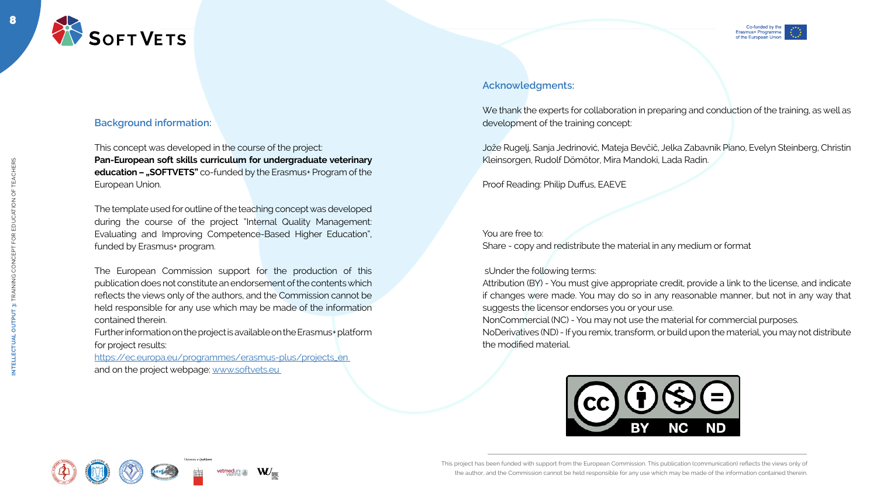## Background information:

This concept was developed in the course of the project:
**Pan-European soft skills curriculum for undergraduate veterinary education – „SOFTVETS"** co-funded by the Erasmus+ Program of the European Union.

The template used for outline of the teaching concept was developed during the course of the project "Internal Quality Management: Evaluating and Improving Competence-Based Higher Education", funded by Erasmus+ program.

The European Commission support for the production of this publication does not constitute an endorsement of the contents which reflects the views only of the authors, and the Commission cannot be held responsible for any use which may be made of the information contained therein.
Further information on the project is available on the Erasmus+ platform for project results:
https://ec.europa.eu/programmes/erasmus-plus/projects_en
and on the project webpage: www.softvets.eu

## Acknowledgments:

We thank the experts for collaboration in preparing and conduction of the training, as well as development of the training concept:

Jože Rugelj, Sanja Jedrinović, Mateja Bevčič, Jelka Zabavnik Piano, Evelyn Steinberg, Christin Kleinsorgen, Rudolf Dömötor, Mira Mandoki, Lada Radin.

Proof Reading: Philip Duffus, EAEVE

You are free to:
Share - copy and redistribute the material in any medium or format

sUnder the following terms:
Attribution (BY) - You must give appropriate credit, provide a link to the license, and indicate if changes were made. You may do so in any reasonable manner, but not in any way that suggests the licensor endorses you or your use.
NonCommercial (NC) - You may not use the material for commercial purposes.
NoDerivatives (ND) - If you remix, transform, or build upon the material, you may not distribute the modified material.

This project has been funded with support from the European Commission. This publication (communication) reflects the views only of the author, and the Commission cannot be held responsible for any use which may be made of the information contained therein.